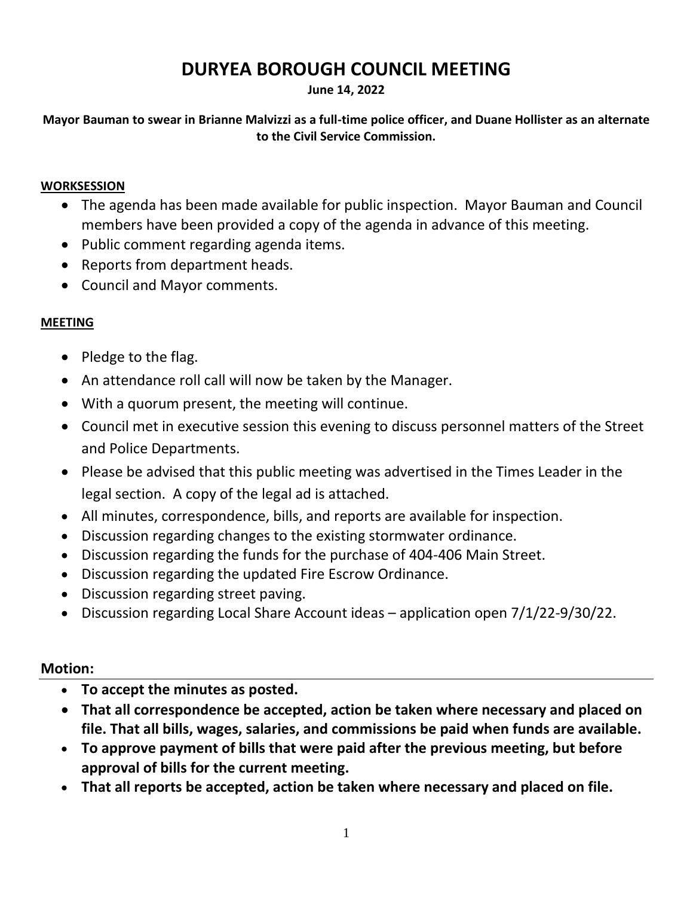# DURYEA BOROUGH COUNCIL MEETING

**June 14, 2022**

**Mayor Bauman to swear in Brianne Malvizzi as a full-time police officer, and Duane Hollister as an alternate to the Civil Service Commission.**

**WORKSESSION**

- The agenda has been made available for public inspection. Mayor Bauman and Council members have been provided a copy of the agenda in advance of this meeting.
- Public comment regarding agenda items.
- Reports from department heads.
- Council and Mayor comments.

**MEETING**

- Pledge to the flag.
- An attendance roll call will now be taken by the Manager.
- With a quorum present, the meeting will continue.
- Council met in executive session this evening to discuss personnel matters of the Street and Police Departments.
- Please be advised that this public meeting was advertised in the Times Leader in the legal section. A copy of the legal ad is attached.
- All minutes, correspondence, bills, and reports are available for inspection.
- Discussion regarding changes to the existing stormwater ordinance.
- Discussion regarding the funds for the purchase of 404-406 Main Street.
- Discussion regarding the updated Fire Escrow Ordinance.
- Discussion regarding street paving.
- Discussion regarding Local Share Account ideas – application open 7/1/22-9/30/22.

## Motion:

- **To accept the minutes as posted.**
- **That all correspondence be accepted, action be taken where necessary and placed on file. That all bills, wages, salaries, and commissions be paid when funds are available.**
- **To approve payment of bills that were paid after the previous meeting, but before approval of bills for the current meeting.**
- **That all reports be accepted, action be taken where necessary and placed on file.**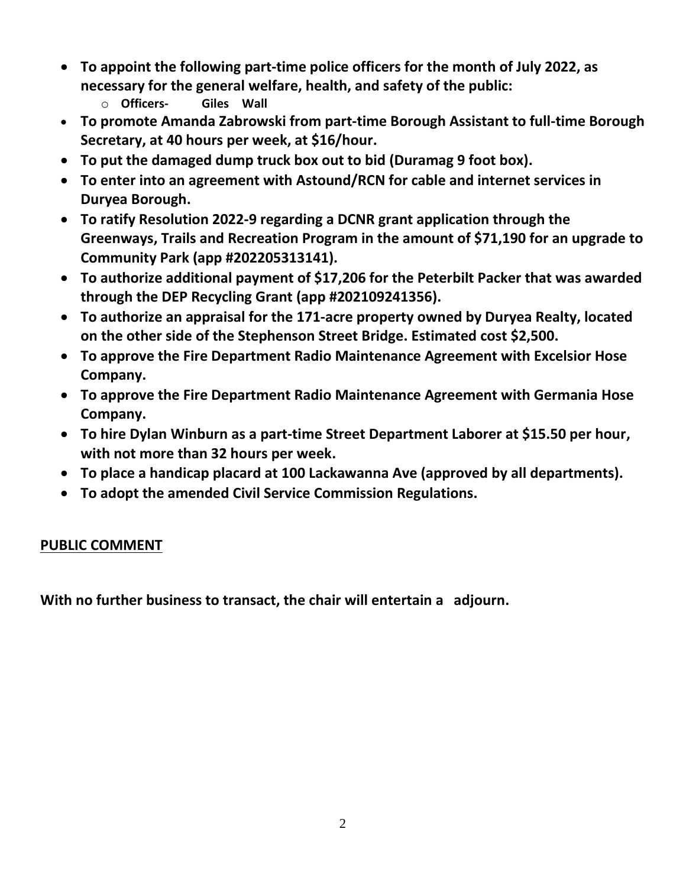- **To appoint the following part-time police officers for the month of July 2022, as necessary for the general welfare, health, and safety of the public:**
  - **Officers- Giles Wall**
- **To promote Amanda Zabrowski from part-time Borough Assistant to full-time Borough Secretary, at 40 hours per week, at $16/hour.**
- **To put the damaged dump truck box out to bid (Duramag 9 foot box).**
- **To enter into an agreement with Astound/RCN for cable and internet services in Duryea Borough.**
- **To ratify Resolution 2022-9 regarding a DCNR grant application through the Greenways, Trails and Recreation Program in the amount of $71,190 for an upgrade to Community Park (app #202205313141).**
- **To authorize additional payment of $17,206 for the Peterbilt Packer that was awarded through the DEP Recycling Grant (app #202109241356).**
- **To authorize an appraisal for the 171-acre property owned by Duryea Realty, located on the other side of the Stephenson Street Bridge. Estimated cost $2,500.**
- **To approve the Fire Department Radio Maintenance Agreement with Excelsior Hose Company.**
- **To approve the Fire Department Radio Maintenance Agreement with Germania Hose Company.**
- **To hire Dylan Winburn as a part-time Street Department Laborer at $15.50 per hour, with not more than 32 hours per week.**
- **To place a handicap placard at 100 Lackawanna Ave (approved by all departments).**
- **To adopt the amended Civil Service Commission Regulations.**

## PUBLIC COMMENT

**With no further business to transact, the chair will entertain a adjourn.**